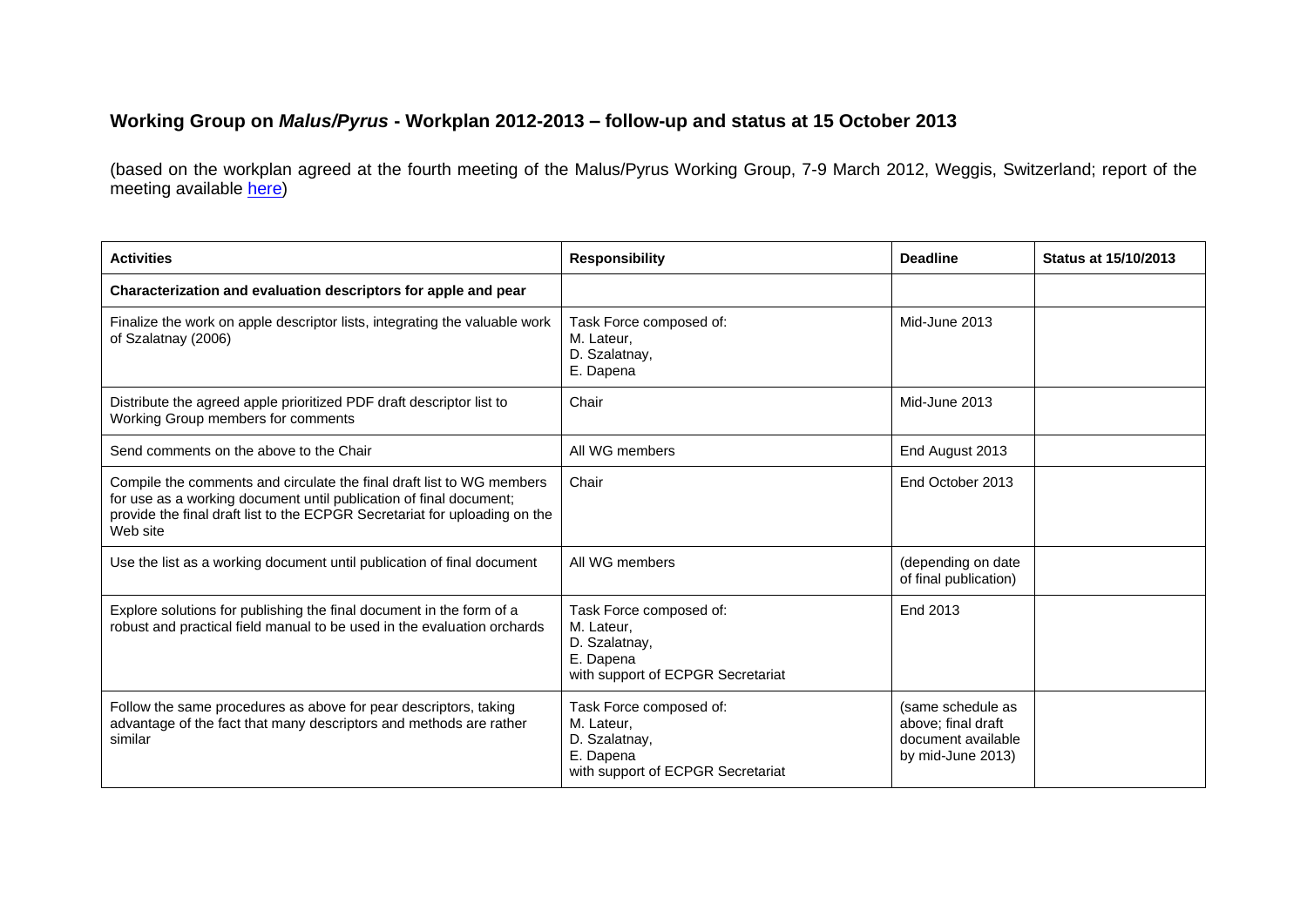## Working Group on *Malus/Pyrus* - Workplan 2012-2013 – follow-up and status at 15 October 2013

(based on the workplan agreed at the fourth meeting of the Malus/Pyrus Working Group, 7-9 March 2012, Weggis, Switzerland; report of the meeting available here)

| Activities | Responsibility | Deadline | Status at 15/10/2013 |
|---|---|---|---|
| **Characterization and evaluation descriptors for apple and pear** | | | |
| Finalize the work on apple descriptor lists, integrating the valuable work of Szalatnay (2006) | Task Force composed of: M. Lateur, D. Szalatnay, E. Dapena | Mid-June 2013 | |
| Distribute the agreed apple prioritized PDF draft descriptor list to Working Group members for comments | Chair | Mid-June 2013 | |
| Send comments on the above to the Chair | All WG members | End August 2013 | |
| Compile the comments and circulate the final draft list to WG members for use as a working document until publication of final document; provide the final draft list to the ECPGR Secretariat for uploading on the Web site | Chair | End October 2013 | |
| Use the list as a working document until publication of final document | All WG members | (depending on date of final publication) | |
| Explore solutions for publishing the final document in the form of a robust and practical field manual to be used in the evaluation orchards | Task Force composed of: M. Lateur, D. Szalatnay, E. Dapena with support of ECPGR Secretariat | End 2013 | |
| Follow the same procedures as above for pear descriptors, taking advantage of the fact that many descriptors and methods are rather similar | Task Force composed of: M. Lateur, D. Szalatnay, E. Dapena with support of ECPGR Secretariat | (same schedule as above; final draft document available by mid-June 2013) | |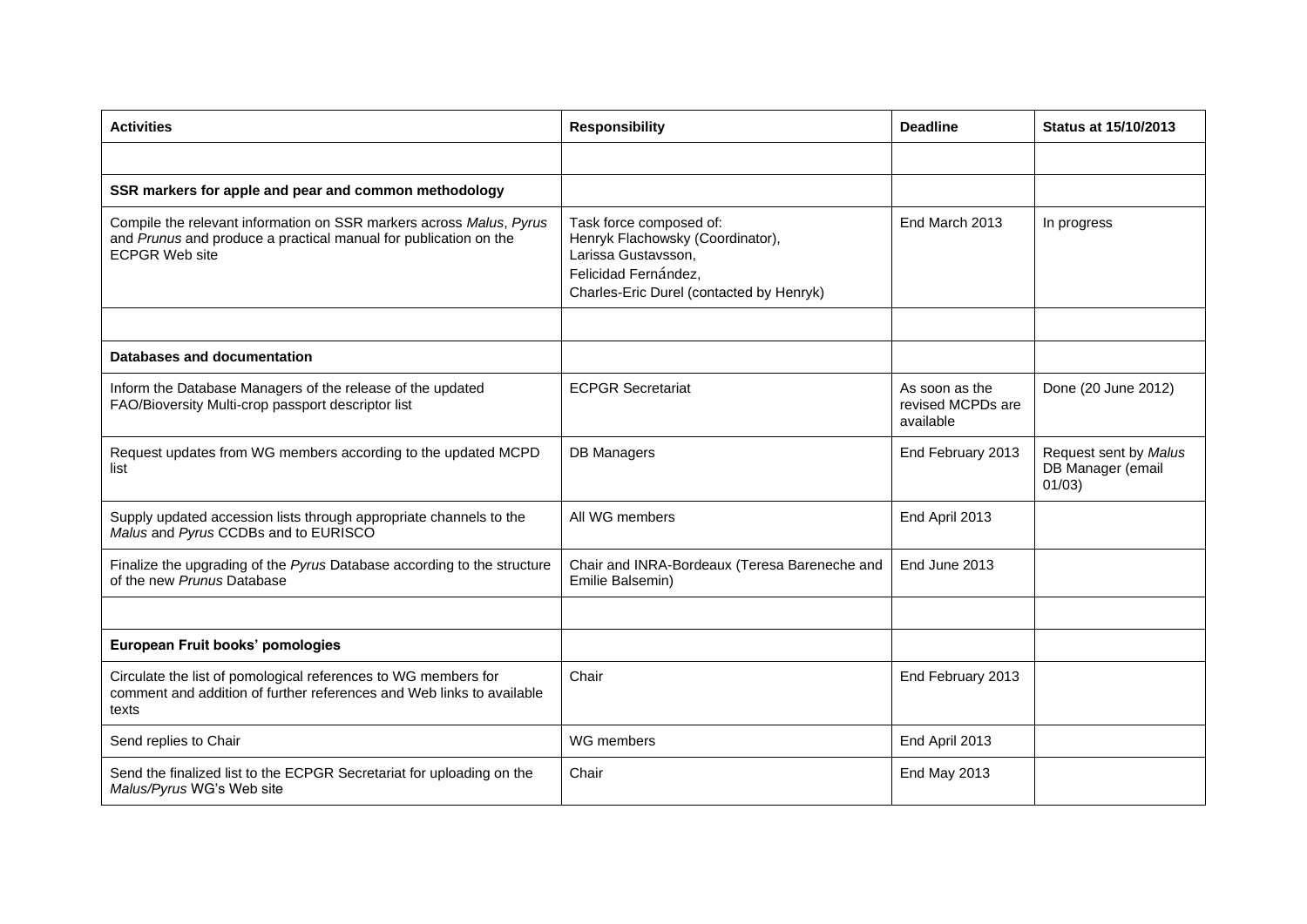| Activities | Responsibility | Deadline | Status at 15/10/2013 |
|---|---|---|---|
| | | | |
| **SSR markers for apple and pear and common methodology** | | | |
| Compile the relevant information on SSR markers across *Malus*, *Pyrus* and *Prunus* and produce a practical manual for publication on the ECPGR Web site | Task force composed of: Henryk Flachowsky (Coordinator), Larissa Gustavsson, Felicidad Fernández, Charles-Eric Durel (contacted by Henryk) | End March 2013 | In progress |
| | | | |
| **Databases and documentation** | | | |
| Inform the Database Managers of the release of the updated FAO/Bioversity Multi-crop passport descriptor list | ECPGR Secretariat | As soon as the revised MCPDs are available | Done (20 June 2012) |
| Request updates from WG members according to the updated MCPD list | DB Managers | End February 2013 | Request sent by *Malus* DB Manager (email 01/03) |
| Supply updated accession lists through appropriate channels to the *Malus* and *Pyrus* CCDBs and to EURISCO | All WG members | End April 2013 | |
| Finalize the upgrading of the *Pyrus* Database according to the structure of the new *Prunus* Database | Chair and INRA-Bordeaux (Teresa Bareneche and Emilie Balsemin) | End June 2013 | |
| | | | |
| **European Fruit books' pomologies** | | | |
| Circulate the list of pomological references to WG members for comment and addition of further references and Web links to available texts | Chair | End February 2013 | |
| Send replies to Chair | WG members | End April 2013 | |
| Send the finalized list to the ECPGR Secretariat for uploading on the *Malus/Pyrus* WG's Web site | Chair | End May 2013 | |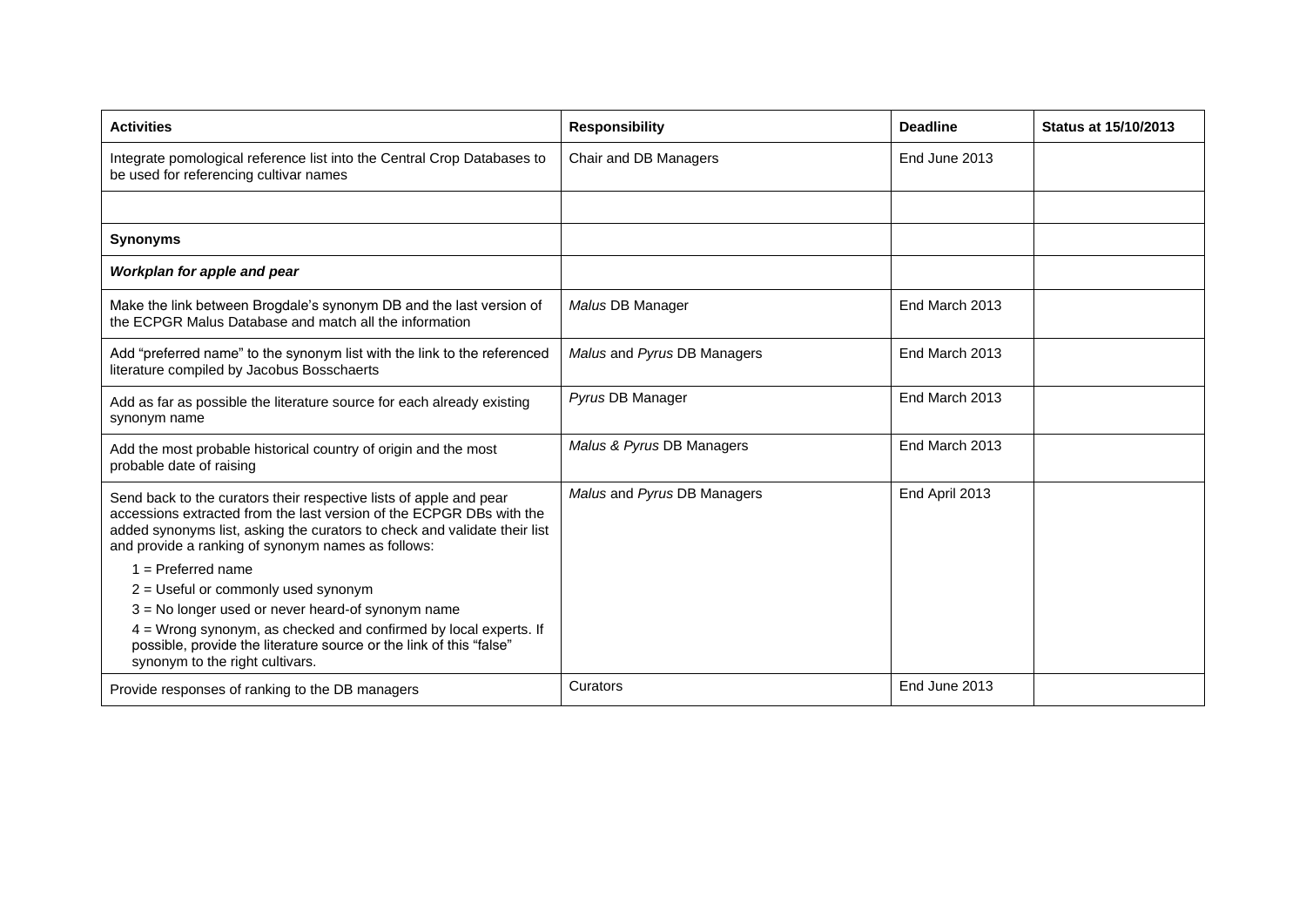| **Activities** | **Responsibility** | **Deadline** | **Status at 15/10/2013** |
|---|---|---|---|
| Integrate pomological reference list into the Central Crop Databases to be used for referencing cultivar names | Chair and DB Managers | End June 2013 | |
| | | | |
| **Synonyms** | | | |
| ***Workplan for apple and pear*** | | | |
| Make the link between Brogdale's synonym DB and the last version of the ECPGR Malus Database and match all the information | *Malus* DB Manager | End March 2013 | |
| Add "preferred name" to the synonym list with the link to the referenced literature compiled by Jacobus Bosschaerts | *Malus* and *Pyrus* DB Managers | End March 2013 | |
| Add as far as possible the literature source for each already existing synonym name | *Pyrus* DB Manager | End March 2013 | |
| Add the most probable historical country of origin and the most probable date of raising | *Malus* & *Pyrus* DB Managers | End March 2013 | |
| Send back to the curators their respective lists of apple and pear accessions extracted from the last version of the ECPGR DBs with the added synonyms list, asking the curators to check and validate their list and provide a ranking of synonym names as follows:<br>1 = Preferred name<br>2 = Useful or commonly used synonym<br>3 = No longer used or never heard-of synonym name<br>4 = Wrong synonym, as checked and confirmed by local experts. If possible, provide the literature source or the link of this "false" synonym to the right cultivars. | *Malus* and *Pyrus* DB Managers | End April 2013 | |
| Provide responses of ranking to the DB managers | Curators | End June 2013 | |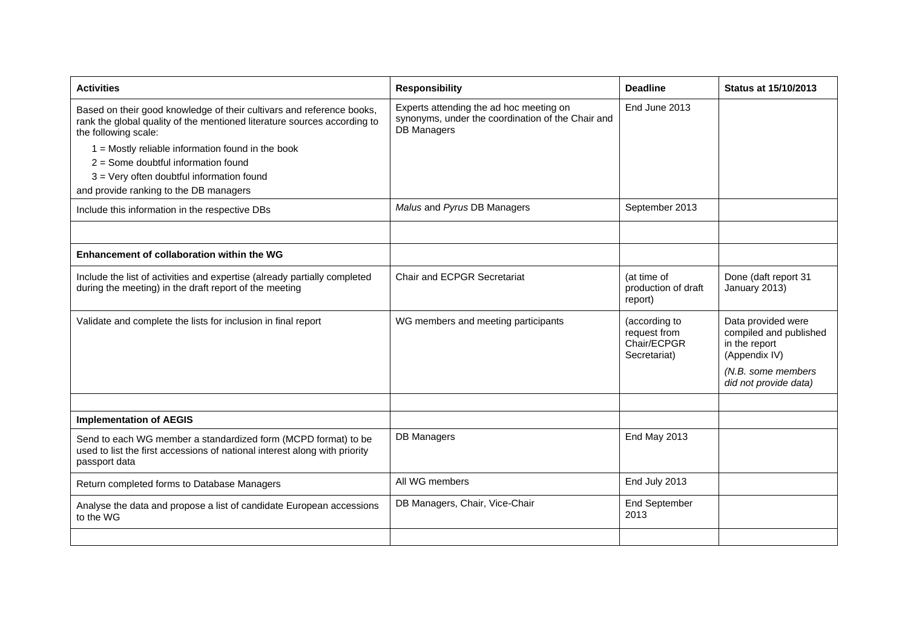| **Activities** | **Responsibility** | **Deadline** | **Status at 15/10/2013** |
|---|---|---|---|
| Based on their good knowledge of their cultivars and reference books, rank the global quality of the mentioned literature sources according to the following scale:<br>1 = Mostly reliable information found in the book<br>2 = Some doubtful information found<br>3 = Very often doubtful information found<br>and provide ranking to the DB managers | Experts attending the ad hoc meeting on synonyms, under the coordination of the Chair and DB Managers | End June 2013 | |
| Include this information in the respective DBs | *Malus* and *Pyrus* DB Managers | September 2013 | |
| | | | |
| **Enhancement of collaboration within the WG** | | | |
| Include the list of activities and expertise (already partially completed during the meeting) in the draft report of the meeting | Chair and ECPGR Secretariat | (at time of production of draft report) | Done (daft report 31 January 2013) |
| Validate and complete the lists for inclusion in final report | WG members and meeting participants | (according to request from Chair/ECPGR Secretariat) | Data provided were compiled and published in the report (Appendix IV)<br>*(N.B. some members did not provide data)* |
| | | | |
| **Implementation of AEGIS** | | | |
| Send to each WG member a standardized form (MCPD format) to be used to list the first accessions of national interest along with priority passport data | DB Managers | End May 2013 | |
| Return completed forms to Database Managers | All WG members | End July 2013 | |
| Analyse the data and propose a list of candidate European accessions to the WG | DB Managers, Chair, Vice-Chair | End September 2013 | |
| | | | |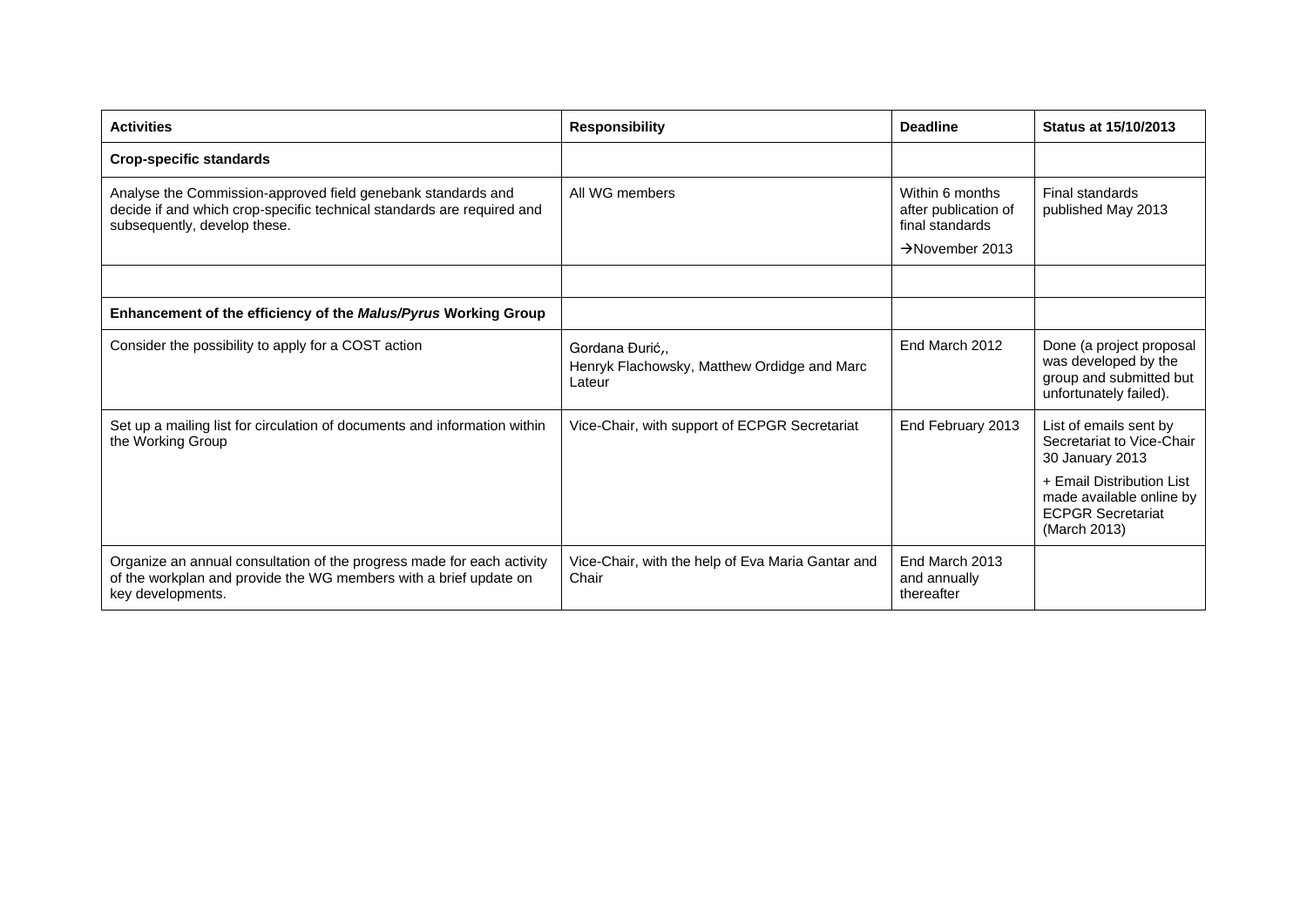| **Activities** | **Responsibility** | **Deadline** | **Status at 15/10/2013** |
| --- | --- | --- | --- |
| **Crop-specific standards** | | | |
| Analyse the Commission-approved field genebank standards and decide if and which crop-specific technical standards are required and subsequently, develop these. | All WG members | Within 6 months after publication of final standards<br>→November 2013 | Final standards published May 2013 |
| | | | |
| **Enhancement of the efficiency of the *Malus/Pyrus* Working Group** | | | |
| Consider the possibility to apply for a COST action | Gordana Đurić,,<br>Henryk Flachowsky, Matthew Ordidge and Marc Lateur | End March 2012 | Done (a project proposal was developed by the group and submitted but unfortunately failed). |
| Set up a mailing list for circulation of documents and information within the Working Group | Vice-Chair, with support of ECPGR Secretariat | End February 2013 | List of emails sent by Secretariat to Vice-Chair 30 January 2013<br>+ Email Distribution List made available online by ECPGR Secretariat (March 2013) |
| Organize an annual consultation of the progress made for each activity of the workplan and provide the WG members with a brief update on key developments. | Vice-Chair, with the help of Eva Maria Gantar and Chair | End March 2013 and annually thereafter | |